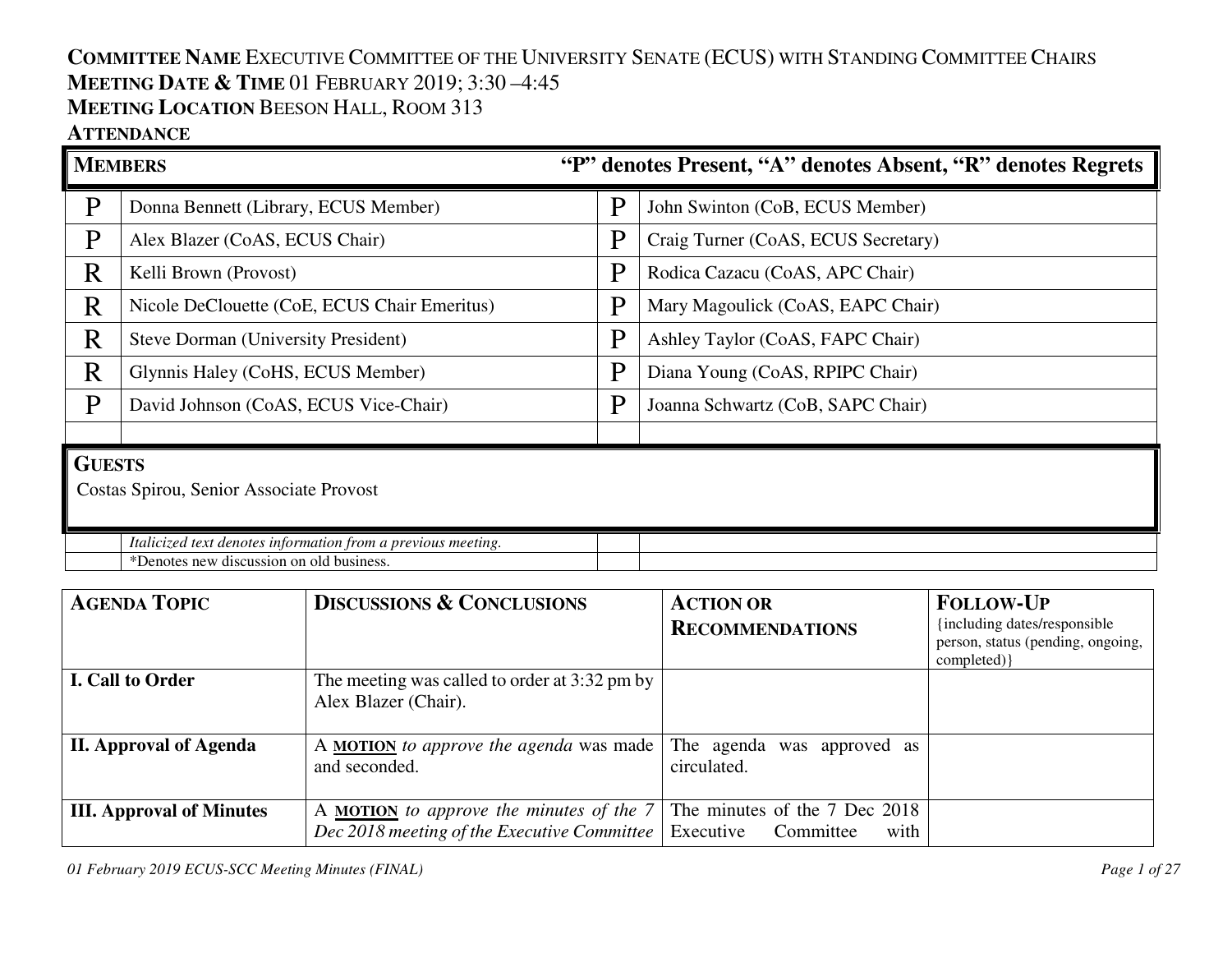**COMMITTEE NAME** EXECUTIVE COMMITTEE OF THE UNIVERSITY SENATE (ECUS) WITH STANDING COMMITTEE CHAIRS
**MEETING DATE & TIME** 01 FEBRUARY 2019; 3:30 –4:45
**MEETING LOCATION** BEESON HALL, ROOM 313
**ATTENDANCE**

| **MEMBERS** | | **"P" denotes Present, "A" denotes Absent, "R" denotes Regrets** | |
|---|---|---|---|
| P | Donna Bennett (Library, ECUS Member) | P | John Swinton (CoB, ECUS Member) |
| P | Alex Blazer (CoAS, ECUS Chair) | P | Craig Turner (CoAS, ECUS Secretary) |
| R | Kelli Brown (Provost) | P | Rodica Cazacu (CoAS, APC Chair) |
| R | Nicole DeClouette (CoE, ECUS Chair Emeritus) | P | Mary Magoulick (CoAS, EAPC Chair) |
| R | Steve Dorman (University President) | P | Ashley Taylor (CoAS, FAPC Chair) |
| R | Glynnis Haley (CoHS, ECUS Member) | P | Diana Young (CoAS, RPIPC Chair) |
| P | David Johnson (CoAS, ECUS Vice-Chair) | P | Joanna Schwartz (CoB, SAPC Chair) |
| | | | |

**GUESTS**

Costas Spirou, Senior Associate Provost

| | *Italicized text denotes information from a previous meeting.* | | |
|---|---|---|---|
| | *Denotes new discussion on old business. | | |

| **AGENDA TOPIC** | **DISCUSSIONS & CONCLUSIONS** | **ACTION OR RECOMMENDATIONS** | **FOLLOW-UP** {including dates/responsible person, status (pending, ongoing, completed)} |
|---|---|---|---|
| **I. Call to Order** | The meeting was called to order at 3:32 pm by Alex Blazer (Chair). | | |
| **II. Approval of Agenda** | A **MOTION** *to approve the agenda* was made and seconded. | The agenda was approved as circulated. | |
| **III. Approval of Minutes** | A **MOTION** *to approve the minutes of the 7 Dec 2018 meeting of the Executive Committee* | The minutes of the 7 Dec 2018 Executive Committee with | |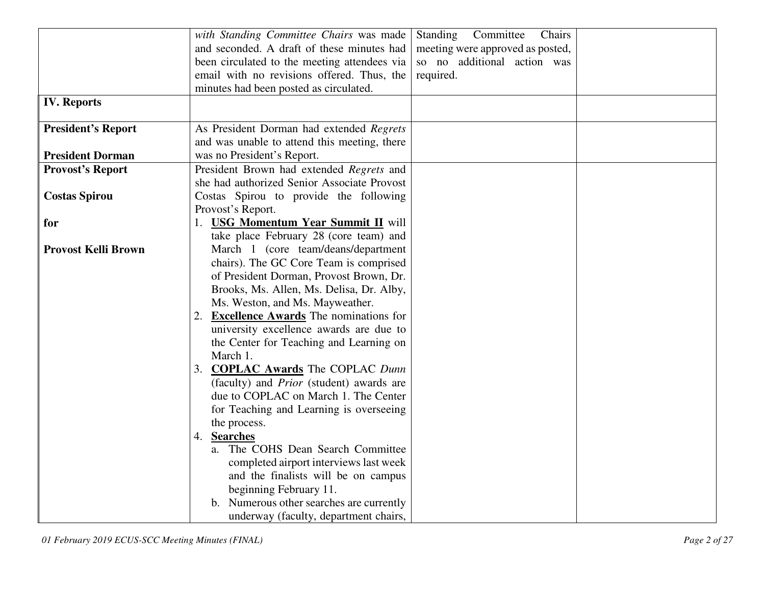| | | | |
|---|---|---|---|
| | *with Standing Committee Chairs* was made and seconded. A draft of these minutes had been circulated to the meeting attendees via email with no revisions offered. Thus, the minutes had been posted as circulated. | Standing Committee Chairs meeting were approved as posted, so no additional action was required. | |
| **IV. Reports** | | | |
| **President's Report**<br><br>**President Dorman** | As President Dorman had extended *Regrets* and was unable to attend this meeting, there was no President's Report. | | |
| **Provost's Report**<br><br>**Costas Spirou**<br><br>**for**<br><br>**Provost Kelli Brown** | President Brown had extended *Regrets* and she had authorized Senior Associate Provost Costas Spirou to provide the following Provost's Report.<br>1. **USG Momentum Year Summit II** will take place February 28 (core team) and March 1 (core team/deans/department chairs). The GC Core Team is comprised of President Dorman, Provost Brown, Dr. Brooks, Ms. Allen, Ms. Delisa, Dr. Alby, Ms. Weston, and Ms. Mayweather.<br>2. **Excellence Awards** The nominations for university excellence awards are due to the Center for Teaching and Learning on March 1.<br>3. **COPLAC Awards** The COPLAC *Dunn* (faculty) and *Prior* (student) awards are due to COPLAC on March 1. The Center for Teaching and Learning is overseeing the process.<br>4. **Searches**<br>a. The COHS Dean Search Committee completed airport interviews last week and the finalists will be on campus beginning February 11.<br>b. Numerous other searches are currently underway (faculty, department chairs, | | |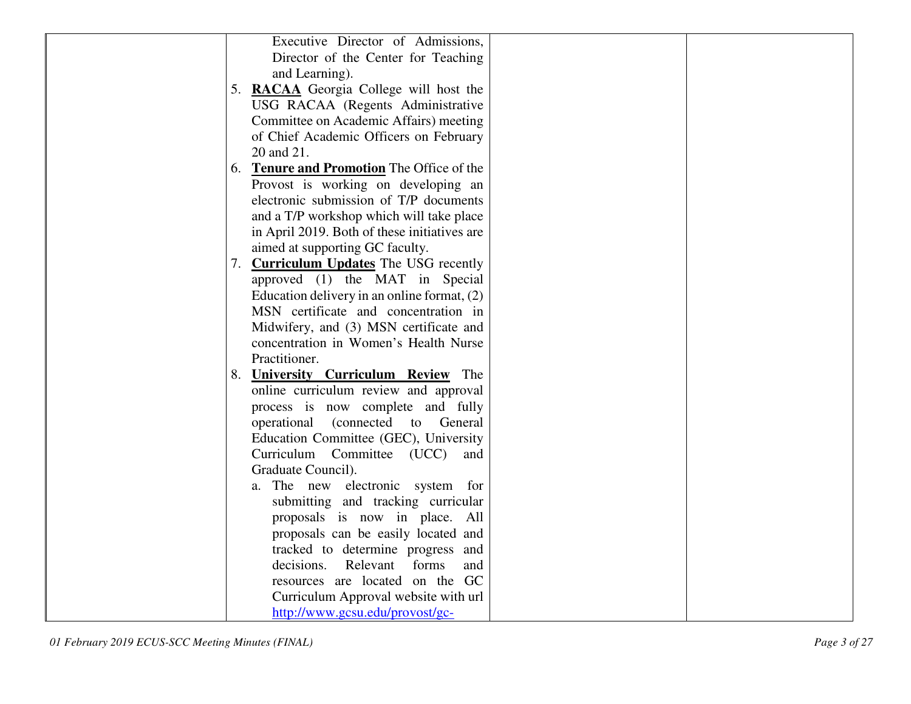| | | | |
|---|---|---|---|
| | Executive Director of Admissions, Director of the Center for Teaching and Learning).<br>5. **RACAA** Georgia College will host the USG RACAA (Regents Administrative Committee on Academic Affairs) meeting of Chief Academic Officers on February 20 and 21.<br>6. **Tenure and Promotion** The Office of the Provost is working on developing an electronic submission of T/P documents and a T/P workshop which will take place in April 2019. Both of these initiatives are aimed at supporting GC faculty.<br>7. **Curriculum Updates** The USG recently approved (1) the MAT in Special Education delivery in an online format, (2) MSN certificate and concentration in Midwifery, and (3) MSN certificate and concentration in Women's Health Nurse Practitioner.<br>8. **University Curriculum Review** The online curriculum review and approval process is now complete and fully operational (connected to General Education Committee (GEC), University Curriculum Committee (UCC) and Graduate Council).<br>a. The new electronic system for submitting and tracking curricular proposals is now in place. All proposals can be easily located and tracked to determine progress and decisions. Relevant forms and resources are located on the GC Curriculum Approval website with url http://www.gcsu.edu/provost/gc- | | |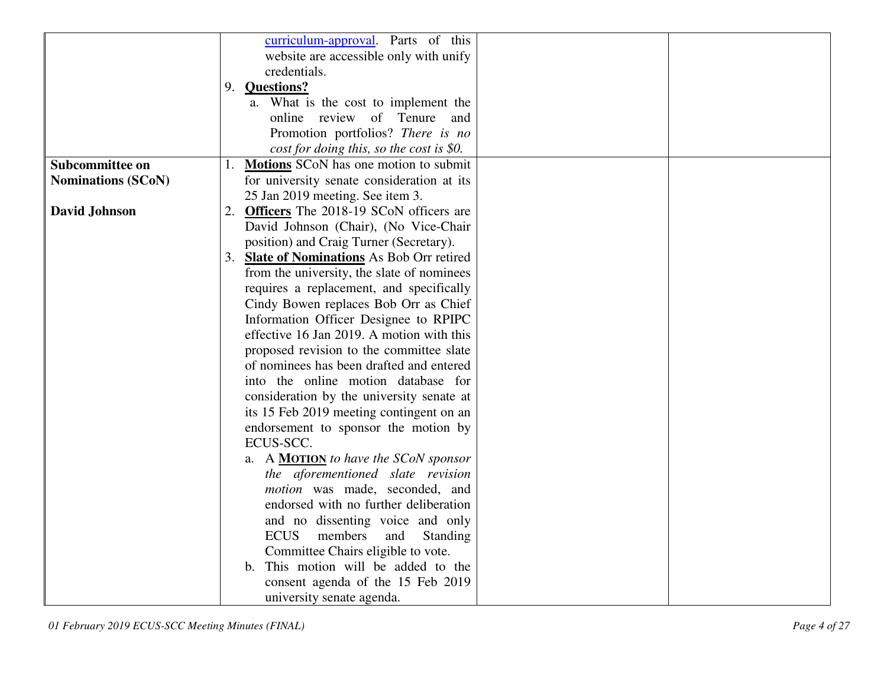| | | | |
|---|---|---|---|
| | curriculum-approval. Parts of this website are accessible only with unify credentials.<br>9. **Questions?**<br>a. What is the cost to implement the online review of Tenure and Promotion portfolios? *There is no cost for doing this, so the cost is $0.* | | |
| **Subcommittee on Nominations (SCoN)**<br><br>**David Johnson** | 1. **Motions** SCoN has one motion to submit for university senate consideration at its 25 Jan 2019 meeting. See item 3.<br>2. **Officers** The 2018-19 SCoN officers are David Johnson (Chair), (No Vice-Chair position) and Craig Turner (Secretary).<br>3. **Slate of Nominations** As Bob Orr retired from the university, the slate of nominees requires a replacement, and specifically Cindy Bowen replaces Bob Orr as Chief Information Officer Designee to RPIPC effective 16 Jan 2019. A motion with this proposed revision to the committee slate of nominees has been drafted and entered into the online motion database for consideration by the university senate at its 15 Feb 2019 meeting contingent on an endorsement to sponsor the motion by ECUS-SCC.<br>a. A **MOTION** *to have the SCoN sponsor the aforementioned slate revision motion* was made, seconded, and endorsed with no further deliberation and no dissenting voice and only ECUS members and Standing Committee Chairs eligible to vote.<br>b. This motion will be added to the consent agenda of the 15 Feb 2019 university senate agenda. | | |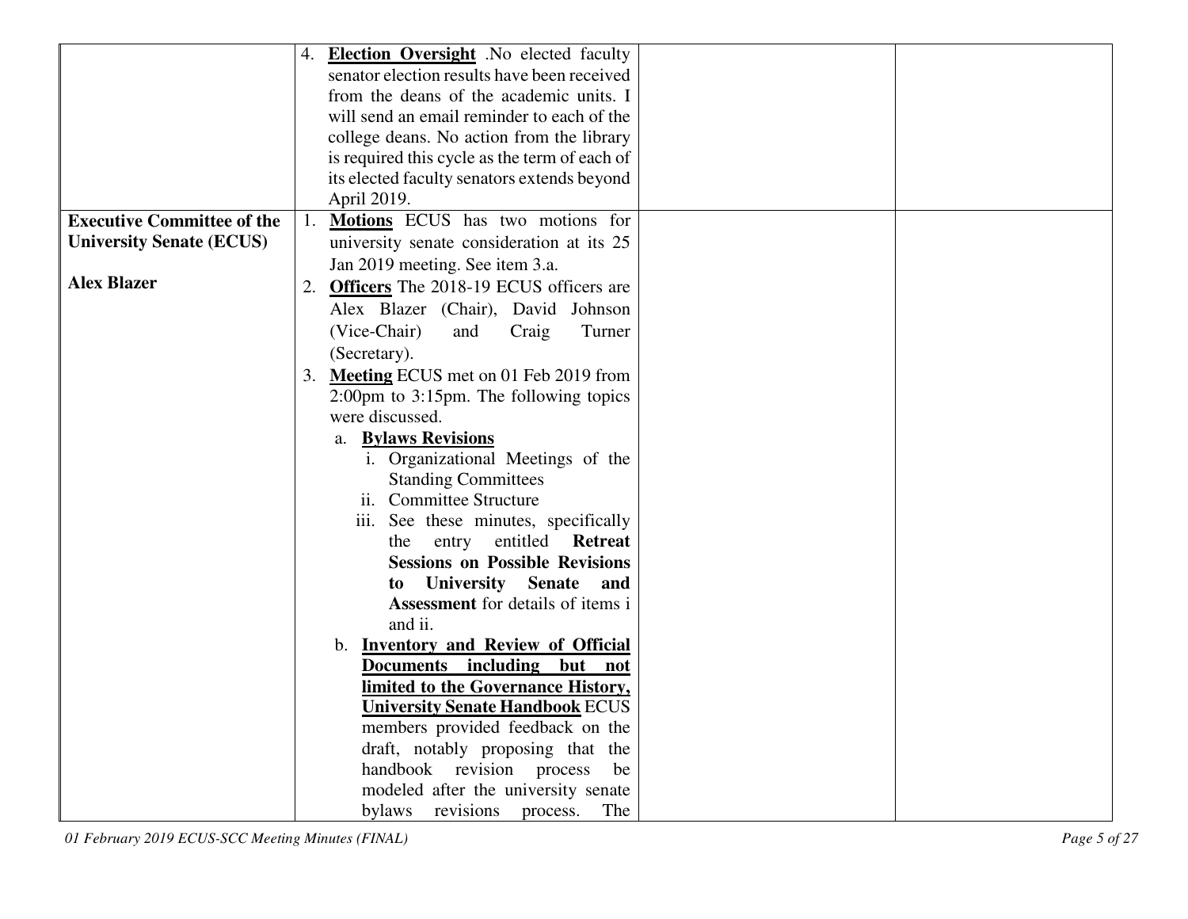| | | | |
|---|---|---|---|
| | 4. **Election Oversight** .No elected faculty senator election results have been received from the deans of the academic units. I will send an email reminder to each of the college deans. No action from the library is required this cycle as the term of each of its elected faculty senators extends beyond April 2019. | | |
| **Executive Committee of the University Senate (ECUS)**<br><br>**Alex Blazer** | 1. **Motions** ECUS has two motions for university senate consideration at its 25 Jan 2019 meeting. See item 3.a.<br>2. **Officers** The 2018-19 ECUS officers are Alex Blazer (Chair), David Johnson (Vice-Chair) and Craig Turner (Secretary).<br>3. **Meeting** ECUS met on 01 Feb 2019 from 2:00pm to 3:15pm. The following topics were discussed.<br>a. **Bylaws Revisions**<br>i. Organizational Meetings of the Standing Committees<br>ii. Committee Structure<br>iii. See these minutes, specifically the entry entitled **Retreat Sessions on Possible Revisions to University Senate and Assessment** for details of items i and ii.<br>b. **Inventory and Review of Official Documents including but not limited to the Governance History, University Senate Handbook** ECUS members provided feedback on the draft, notably proposing that the handbook revision process be modeled after the university senate bylaws revisions process. The | | |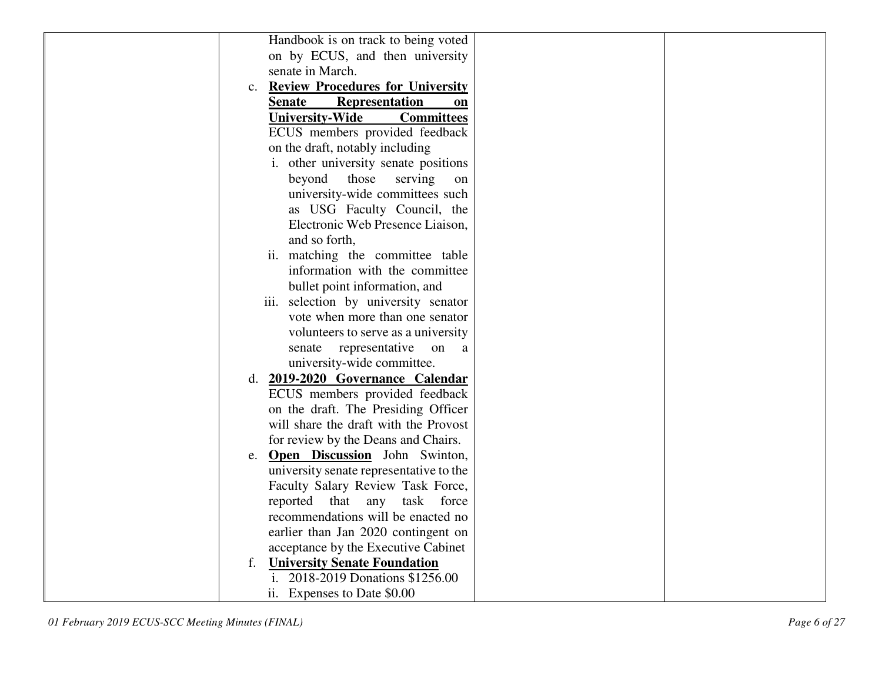| | | | |
|---|---|---|---|
| | Handbook is on track to being voted on by ECUS, and then university senate in March.<br>c. **<u>Review Procedures for University Senate Representation on University-Wide Committees</u>** ECUS members provided feedback on the draft, notably including<br>i. other university senate positions beyond those serving on university-wide committees such as USG Faculty Council, the Electronic Web Presence Liaison, and so forth,<br>ii. matching the committee table information with the committee bullet point information, and<br>iii. selection by university senator vote when more than one senator volunteers to serve as a university senate representative on a university-wide committee.<br>d. **<u>2019-2020 Governance Calendar</u>** ECUS members provided feedback on the draft. The Presiding Officer will share the draft with the Provost for review by the Deans and Chairs.<br>e. **<u>Open Discussion</u>** John Swinton, university senate representative to the Faculty Salary Review Task Force, reported that any task force recommendations will be enacted no earlier than Jan 2020 contingent on acceptance by the Executive Cabinet<br>f. **<u>University Senate Foundation</u>**<br>i. 2018-2019 Donations $1256.00<br>ii. Expenses to Date $0.00 | | |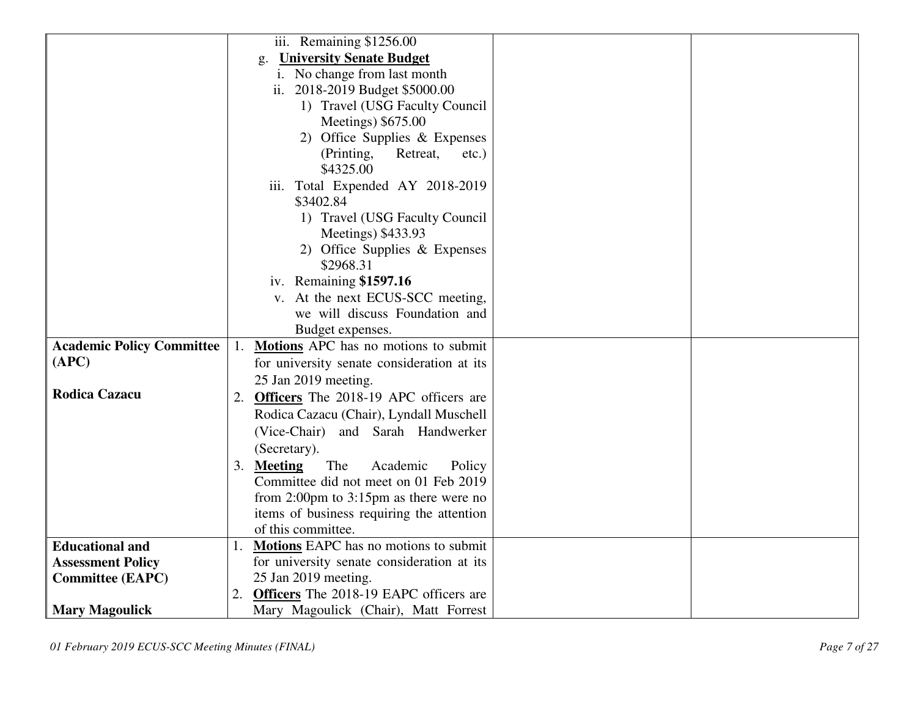| | | | |
|---|---|---|---|
| | iii. Remaining $1256.00<br>g. **University Senate Budget**<br>i. No change from last month<br>ii. 2018-2019 Budget $5000.00<br>1) Travel (USG Faculty Council Meetings) $675.00<br>2) Office Supplies & Expenses (Printing, Retreat, etc.) $4325.00<br>iii. Total Expended AY 2018-2019 $3402.84<br>1) Travel (USG Faculty Council Meetings) $433.93<br>2) Office Supplies & Expenses $2968.31<br>iv. Remaining **$1597.16**<br>v. At the next ECUS-SCC meeting, we will discuss Foundation and Budget expenses. | | |
| **Academic Policy Committee (APC)**<br><br>**Rodica Cazacu** | 1. **Motions** APC has no motions to submit for university senate consideration at its 25 Jan 2019 meeting.<br>2. **Officers** The 2018-19 APC officers are Rodica Cazacu (Chair), Lyndall Muschell (Vice-Chair) and Sarah Handwerker (Secretary).<br>3. **Meeting** The Academic Policy Committee did not meet on 01 Feb 2019 from 2:00pm to 3:15pm as there were no items of business requiring the attention of this committee. | | |
| **Educational and Assessment Policy Committee (EAPC)**<br><br>**Mary Magoulick** | 1. **Motions** EAPC has no motions to submit for university senate consideration at its 25 Jan 2019 meeting.<br>2. **Officers** The 2018-19 EAPC officers are Mary Magoulick (Chair), Matt Forrest | | |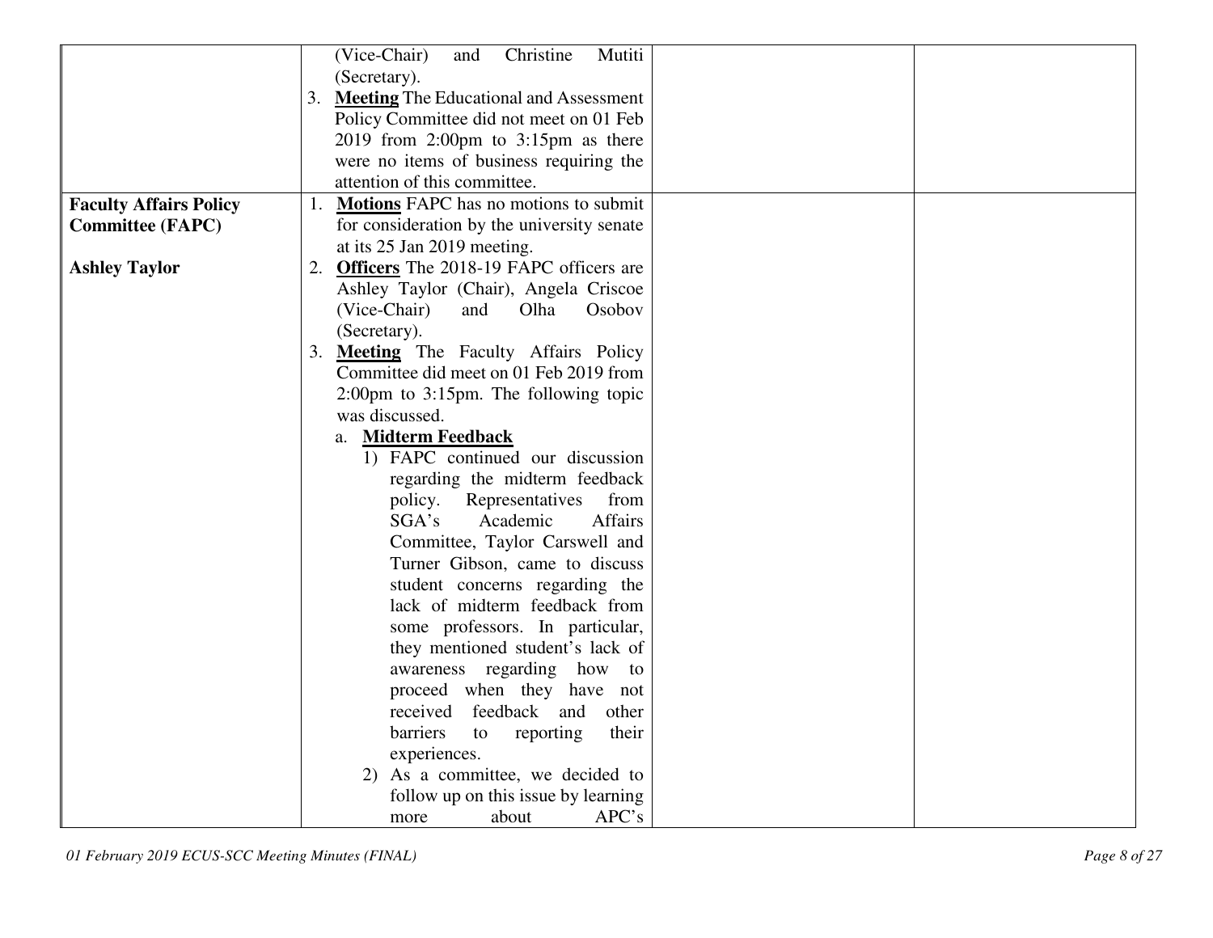| | | | |
|---|---|---|---|
| | (Vice-Chair) and Christine Mutiti (Secretary).<br>3. **Meeting** The Educational and Assessment Policy Committee did not meet on 01 Feb 2019 from 2:00pm to 3:15pm as there were no items of business requiring the attention of this committee. | | |
| **Faculty Affairs Policy Committee (FAPC)**<br><br>**Ashley Taylor** | 1. **Motions** FAPC has no motions to submit for consideration by the university senate at its 25 Jan 2019 meeting.<br>2. **Officers** The 2018-19 FAPC officers are Ashley Taylor (Chair), Angela Criscoe (Vice-Chair) and Olha Osobov (Secretary).<br>3. **Meeting** The Faculty Affairs Policy Committee did meet on 01 Feb 2019 from 2:00pm to 3:15pm. The following topic was discussed.<br>a. **Midterm Feedback**<br>1) FAPC continued our discussion regarding the midterm feedback policy. Representatives from SGA's Academic Affairs Committee, Taylor Carswell and Turner Gibson, came to discuss student concerns regarding the lack of midterm feedback from some professors. In particular, they mentioned student's lack of awareness regarding how to proceed when they have not received feedback and other barriers to reporting their experiences.<br>2) As a committee, we decided to follow up on this issue by learning more about APC's | | |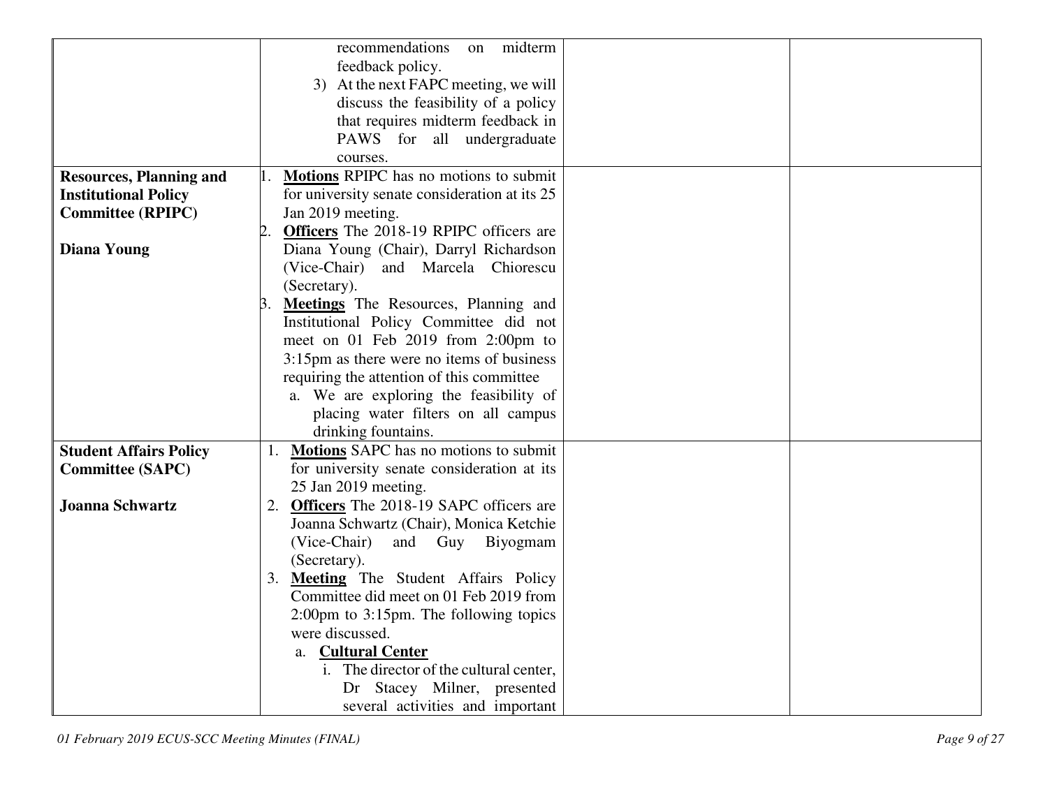| | | | |
|---|---|---|---|
| | recommendations on midterm feedback policy.<br>3) At the next FAPC meeting, we will discuss the feasibility of a policy that requires midterm feedback in PAWS for all undergraduate courses. | | |
| **Resources, Planning and Institutional Policy Committee (RPIPC)**<br><br>**Diana Young** | 1. **Motions** RPIPC has no motions to submit for university senate consideration at its 25 Jan 2019 meeting.<br>2. **Officers** The 2018-19 RPIPC officers are Diana Young (Chair), Darryl Richardson (Vice-Chair) and Marcela Chiorescu (Secretary).<br>3. **Meetings** The Resources, Planning and Institutional Policy Committee did not meet on 01 Feb 2019 from 2:00pm to 3:15pm as there were no items of business requiring the attention of this committee<br>a. We are exploring the feasibility of placing water filters on all campus drinking fountains. | | |
| **Student Affairs Policy Committee (SAPC)**<br><br>**Joanna Schwartz** | 1. **Motions** SAPC has no motions to submit for university senate consideration at its 25 Jan 2019 meeting.<br>2. **Officers** The 2018-19 SAPC officers are Joanna Schwartz (Chair), Monica Ketchie (Vice-Chair) and Guy Biyogmam (Secretary).<br>3. **Meeting** The Student Affairs Policy Committee did meet on 01 Feb 2019 from 2:00pm to 3:15pm. The following topics were discussed.<br>a. **Cultural Center**<br>i. The director of the cultural center, Dr Stacey Milner, presented several activities and important | | |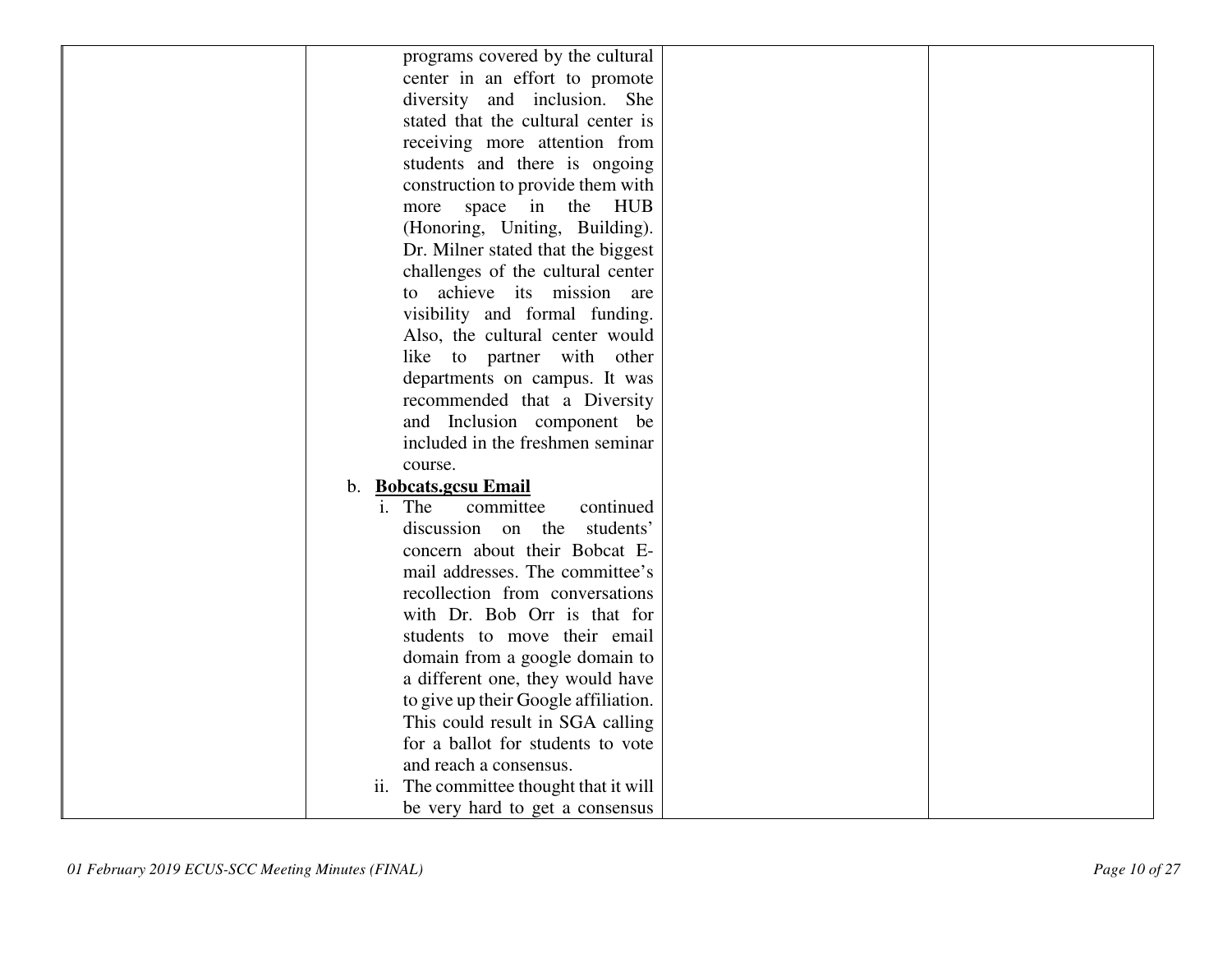| | | | |
|---|---|---|---|
| | programs covered by the cultural center in an effort to promote diversity and inclusion. She stated that the cultural center is receiving more attention from students and there is ongoing construction to provide them with more space in the HUB (Honoring, Uniting, Building). Dr. Milner stated that the biggest challenges of the cultural center to achieve its mission are visibility and formal funding. Also, the cultural center would like to partner with other departments on campus. It was recommended that a Diversity and Inclusion component be included in the freshmen seminar course.<br>b. **<u>Bobcats.gcsu Email</u>**<br>i. The committee continued discussion on the students' concern about their Bobcat E-mail addresses. The committee's recollection from conversations with Dr. Bob Orr is that for students to move their email domain from a google domain to a different one, they would have to give up their Google affiliation. This could result in SGA calling for a ballot for students to vote and reach a consensus.<br>ii. The committee thought that it will be very hard to get a consensus | | |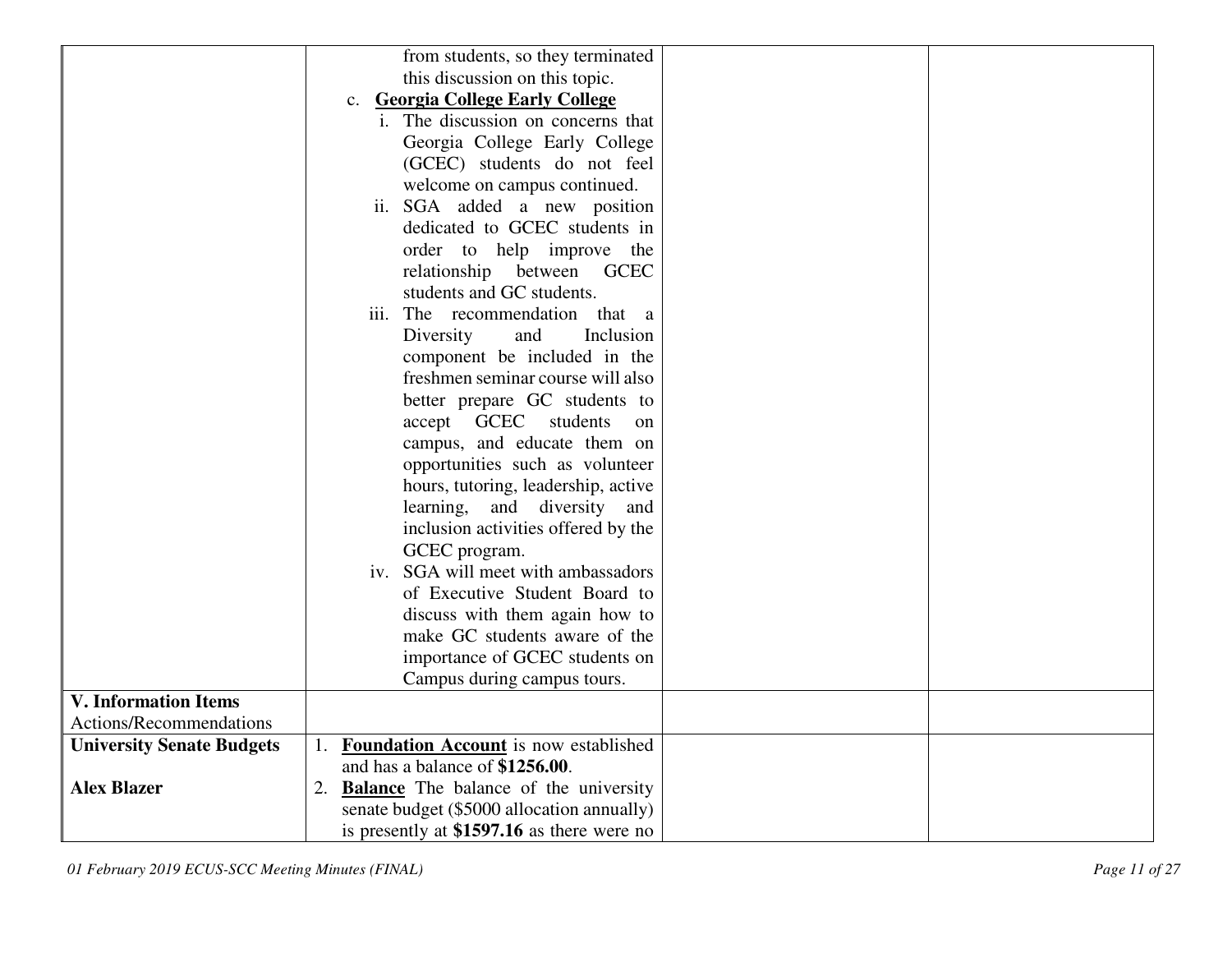| | | | |
|---|---|---|---|
| | from students, so they terminated this discussion on this topic.<br>c. **Georgia College Early College**<br>i. The discussion on concerns that Georgia College Early College (GCEC) students do not feel welcome on campus continued.<br>ii. SGA added a new position dedicated to GCEC students in order to help improve the relationship between GCEC students and GC students.<br>iii. The recommendation that a Diversity and Inclusion component be included in the freshmen seminar course will also better prepare GC students to accept GCEC students on campus, and educate them on opportunities such as volunteer hours, tutoring, leadership, active learning, and diversity and inclusion activities offered by the GCEC program.<br>iv. SGA will meet with ambassadors of Executive Student Board to discuss with them again how to make GC students aware of the importance of GCEC students on Campus during campus tours. | | |
| **V. Information Items**<br>Actions/Recommendations | | | |
| **University Senate Budgets**<br><br>**Alex Blazer** | 1. **Foundation Account** is now established and has a balance of **$1256.00**.<br>2. **Balance** The balance of the university senate budget ($5000 allocation annually) is presently at **$1597.16** as there were no | | |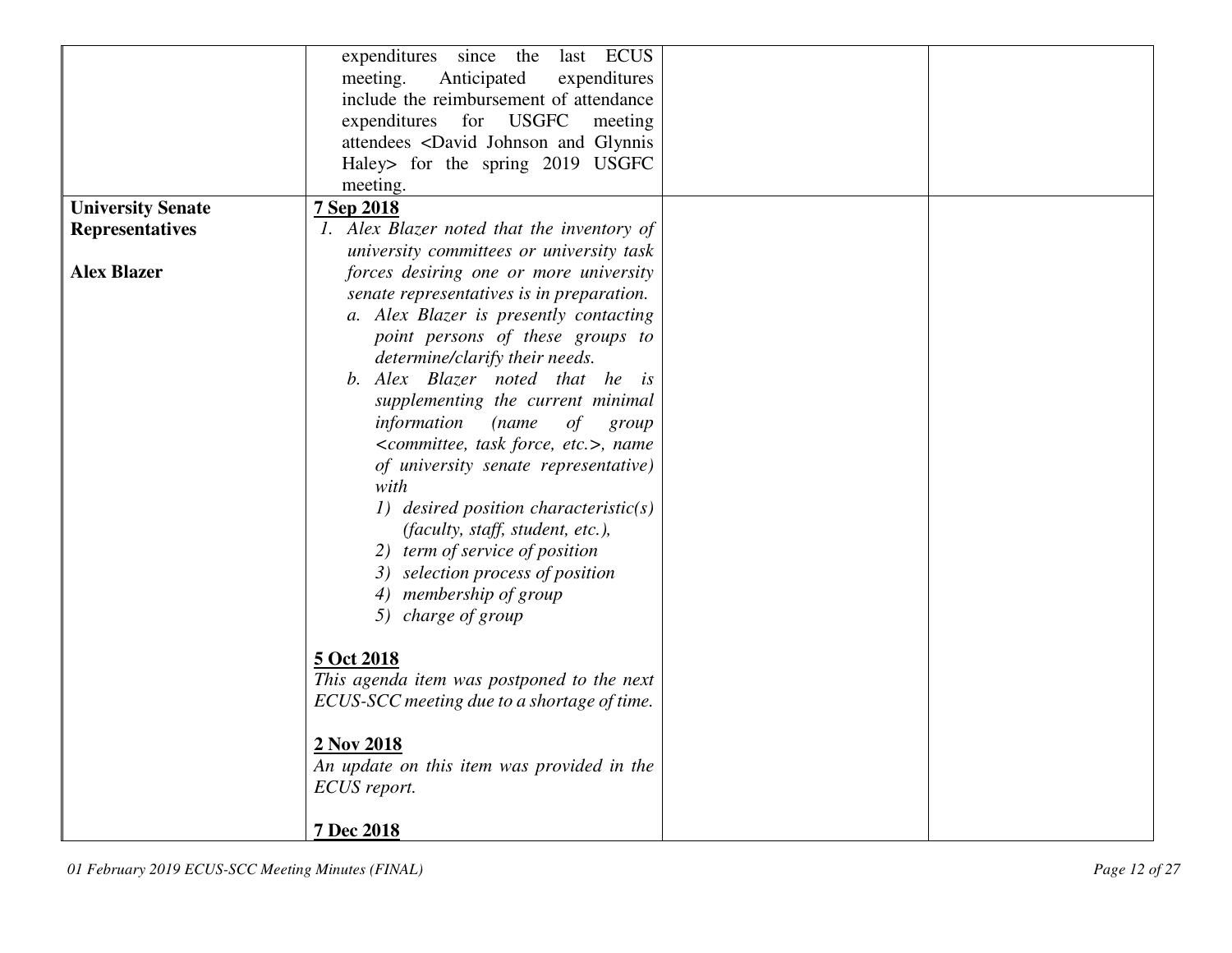| | | | |
|---|---|---|---|
| | expenditures since the last ECUS meeting. Anticipated expenditures include the reimbursement of attendance expenditures for USGFC meeting attendees <David Johnson and Glynnis Haley> for the spring 2019 USGFC meeting. | | |
| **University Senate Representatives**<br><br>**Alex Blazer** | **<u>7 Sep 2018</u>**<br>*1. Alex Blazer noted that the inventory of university committees or university task forces desiring one or more university senate representatives is in preparation.*<br>*a. Alex Blazer is presently contacting point persons of these groups to determine/clarify their needs.*<br>*b. Alex Blazer noted that he is supplementing the current minimal information (name of group <committee, task force, etc.>, name of university senate representative) with*<br>*1) desired position characteristic(s) (faculty, staff, student, etc.),*<br>*2) term of service of position*<br>*3) selection process of position*<br>*4) membership of group*<br>*5) charge of group*<br><br>**<u>5 Oct 2018</u>**<br>*This agenda item was postponed to the next ECUS-SCC meeting due to a shortage of time.*<br><br>**<u>2 Nov 2018</u>**<br>*An update on this item was provided in the ECUS report.*<br><br>**<u>7 Dec 2018</u>** | | |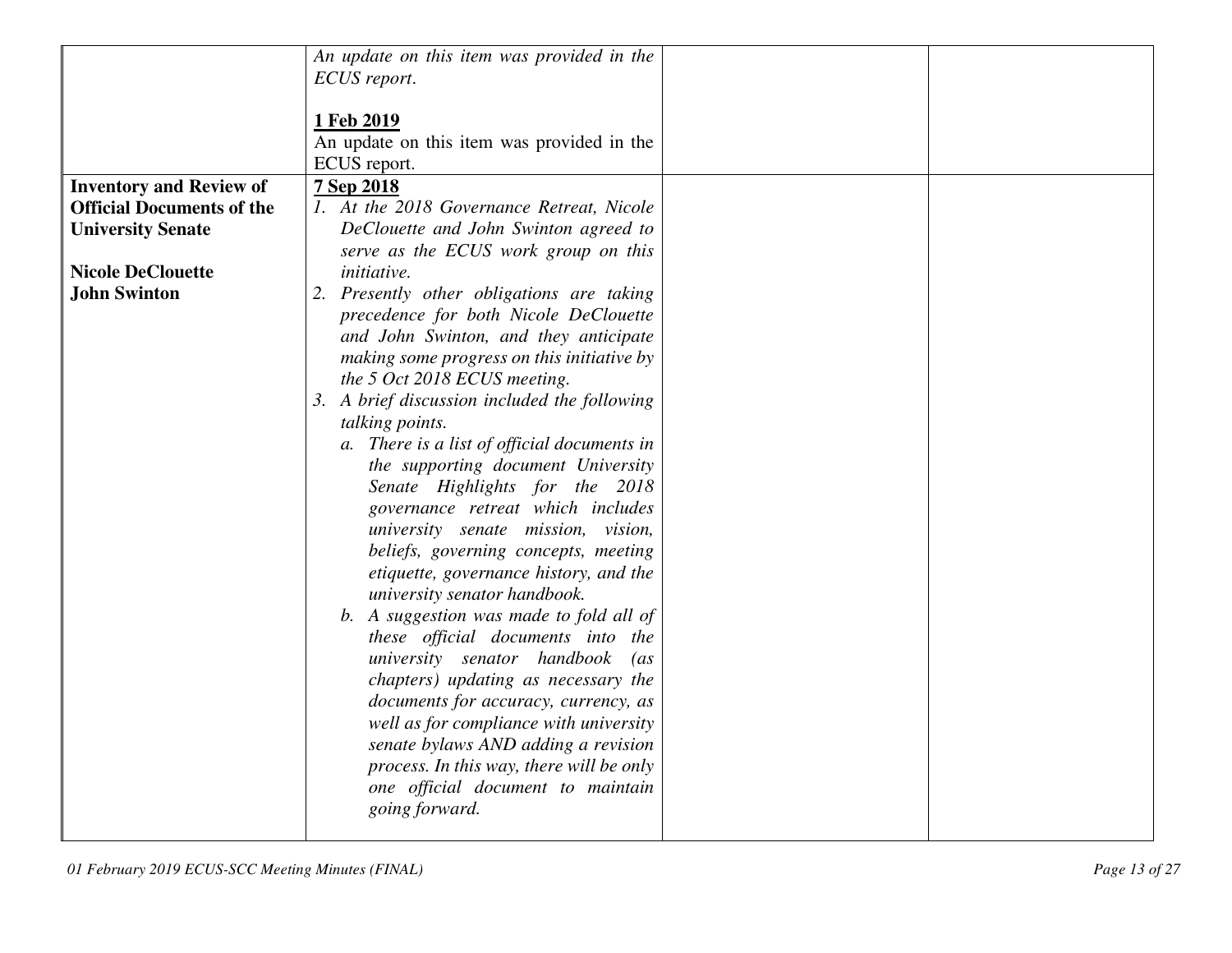|  |  |  |  |
|---|---|---|---|
|  | *An update on this item was provided in the ECUS report*.<br><br>**1 Feb 2019**<br>An update on this item was provided in the ECUS report. |  |  |
| **Inventory and Review of Official Documents of the University Senate**<br><br>**Nicole DeClouette**<br>**John Swinton** | **7 Sep 2018**<br>*1. At the 2018 Governance Retreat, Nicole DeClouette and John Swinton agreed to serve as the ECUS work group on this initiative.*<br>*2. Presently other obligations are taking precedence for both Nicole DeClouette and John Swinton, and they anticipate making some progress on this initiative by the 5 Oct 2018 ECUS meeting.*<br>*3. A brief discussion included the following talking points.*<br>*a. There is a list of official documents in the supporting document University Senate Highlights for the 2018 governance retreat which includes university senate mission, vision, beliefs, governing concepts, meeting etiquette, governance history, and the university senator handbook.*<br>*b. A suggestion was made to fold all of these official documents into the university senator handbook (as chapters) updating as necessary the documents for accuracy, currency, as well as for compliance with university senate bylaws AND adding a revision process. In this way, there will be only one official document to maintain going forward.* |  |  |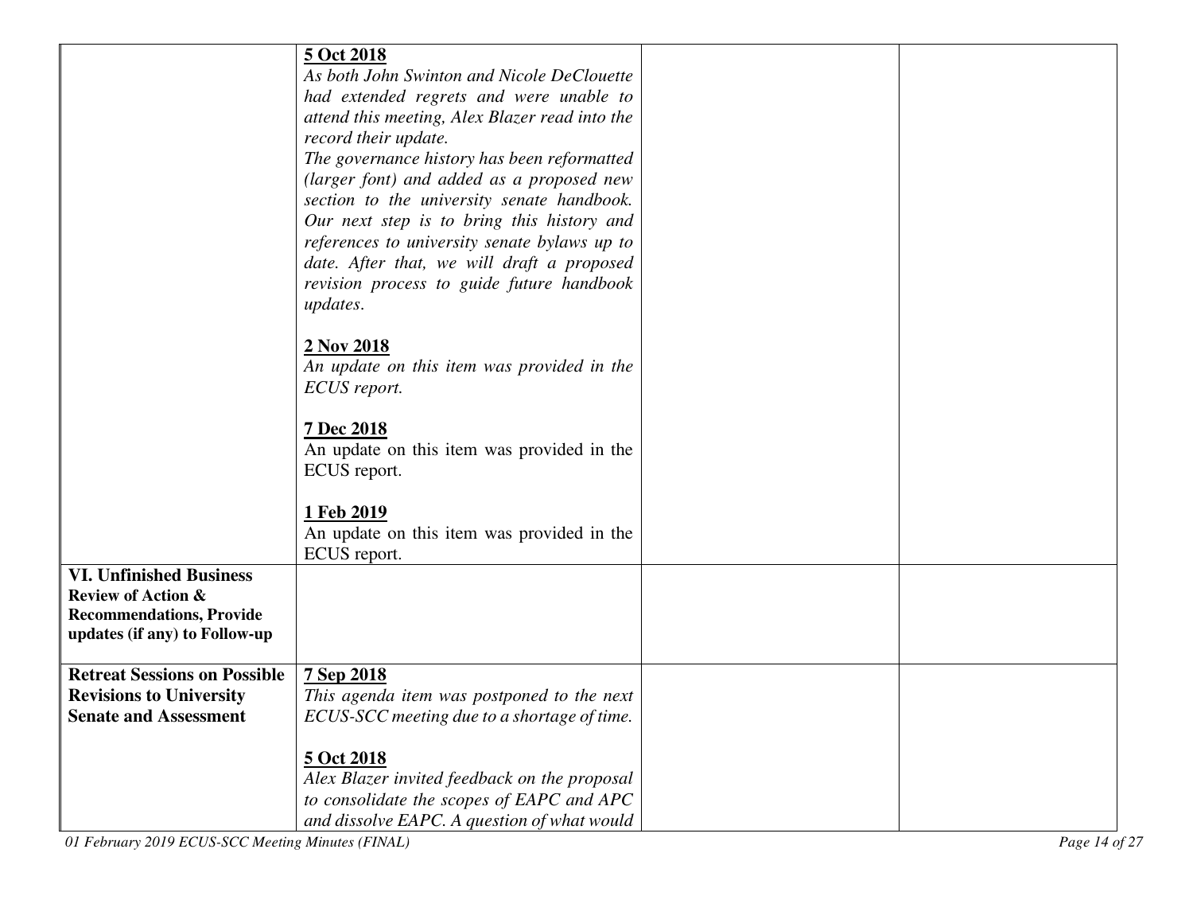| | | | |
|---|---|---|---|
| | **5 Oct 2018**<br>*As both John Swinton and Nicole DeClouette had extended regrets and were unable to attend this meeting, Alex Blazer read into the record their update.*<br>*The governance history has been reformatted (larger font) and added as a proposed new section to the university senate handbook. Our next step is to bring this history and references to university senate bylaws up to date. After that, we will draft a proposed revision process to guide future handbook updates.*<br><br>**2 Nov 2018**<br>*An update on this item was provided in the ECUS report.*<br><br>**7 Dec 2018**<br>An update on this item was provided in the ECUS report.<br><br>**1 Feb 2019**<br>An update on this item was provided in the ECUS report. | | |
| **VI. Unfinished Business**<br>**Review of Action & Recommendations, Provide updates (if any) to Follow-up** | | | |
| **Retreat Sessions on Possible Revisions to University Senate and Assessment** | **7 Sep 2018**<br>*This agenda item was postponed to the next ECUS-SCC meeting due to a shortage of time.*<br><br>**5 Oct 2018**<br>*Alex Blazer invited feedback on the proposal to consolidate the scopes of EAPC and APC and dissolve EAPC. A question of what would* | | |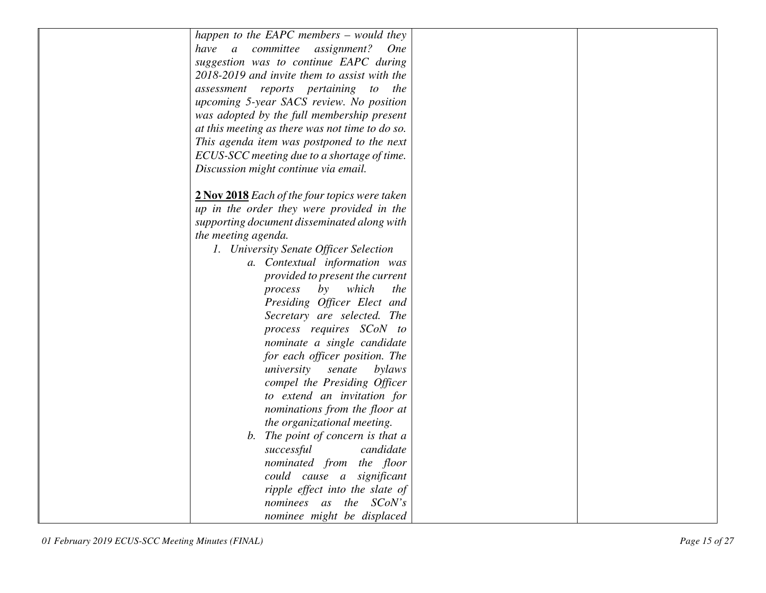| | *happen to the EAPC members – would they have a committee assignment? One suggestion was to continue EAPC during 2018-2019 and invite them to assist with the assessment reports pertaining to the upcoming 5-year SACS review. No position was adopted by the full membership present at this meeting as there was not time to do so. This agenda item was postponed to the next ECUS-SCC meeting due to a shortage of time. Discussion might continue via email.*<br><br>**<u>2 Nov 2018</u>** *Each of the four topics were taken up in the order they were provided in the supporting document disseminated along with the meeting agenda.*<br>*1. University Senate Officer Selection*<br>*a. Contextual information was provided to present the current process by which the Presiding Officer Elect and Secretary are selected. The process requires SCoN to nominate a single candidate for each officer position. The university senate bylaws compel the Presiding Officer to extend an invitation for nominations from the floor at the organizational meeting.*<br>*b. The point of concern is that a successful candidate nominated from the floor could cause a significant ripple effect into the slate of nominees as the SCoN's nominee might be displaced* | | |
|---|---|---|---|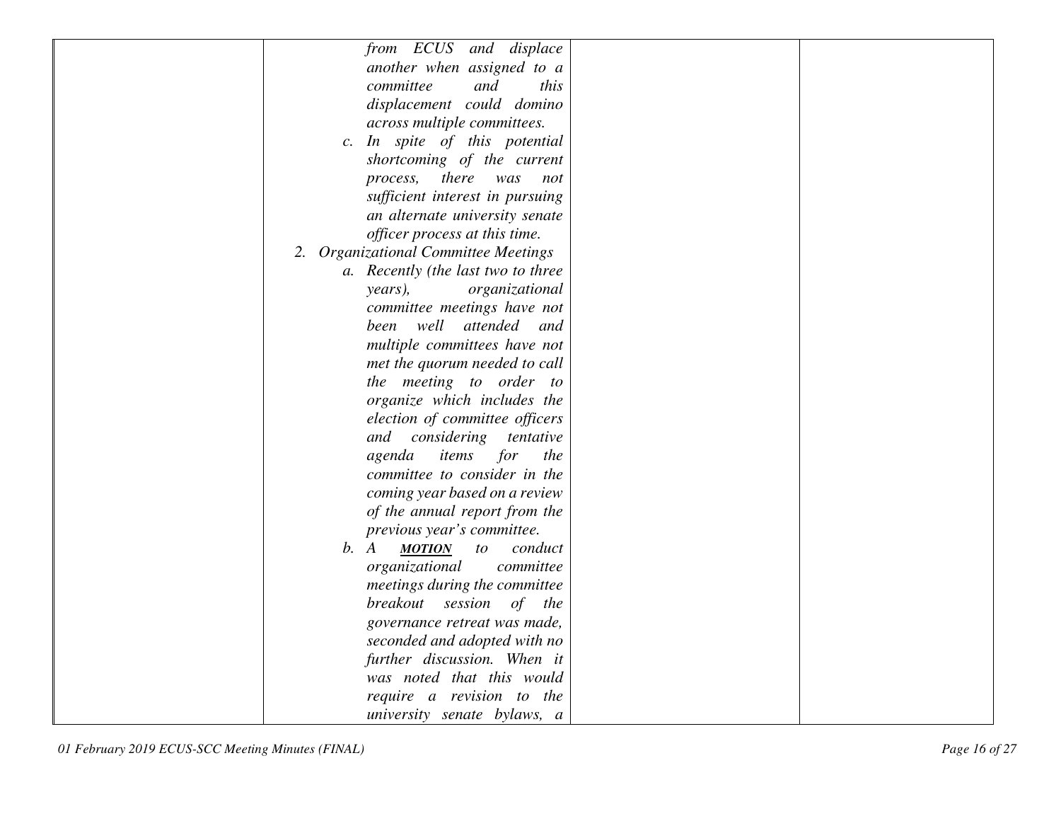| | | | |
|---|---|---|---|
| | *from ECUS and displace another when assigned to a committee and this displacement could domino across multiple committees.*<br>c. *In spite of this potential shortcoming of the current process, there was not sufficient interest in pursuing an alternate university senate officer process at this time.*<br>2. *Organizational Committee Meetings*<br>a. *Recently (the last two to three years), organizational committee meetings have not been well attended and multiple committees have not met the quorum needed to call the meeting to order to organize which includes the election of committee officers and considering tentative agenda items for the committee to consider in the coming year based on a review of the annual report from the previous year's committee.*<br>b. *A* ***MOTION*** *to conduct organizational committee meetings during the committee breakout session of the governance retreat was made, seconded and adopted with no further discussion. When it was noted that this would require a revision to the university senate bylaws, a* | | |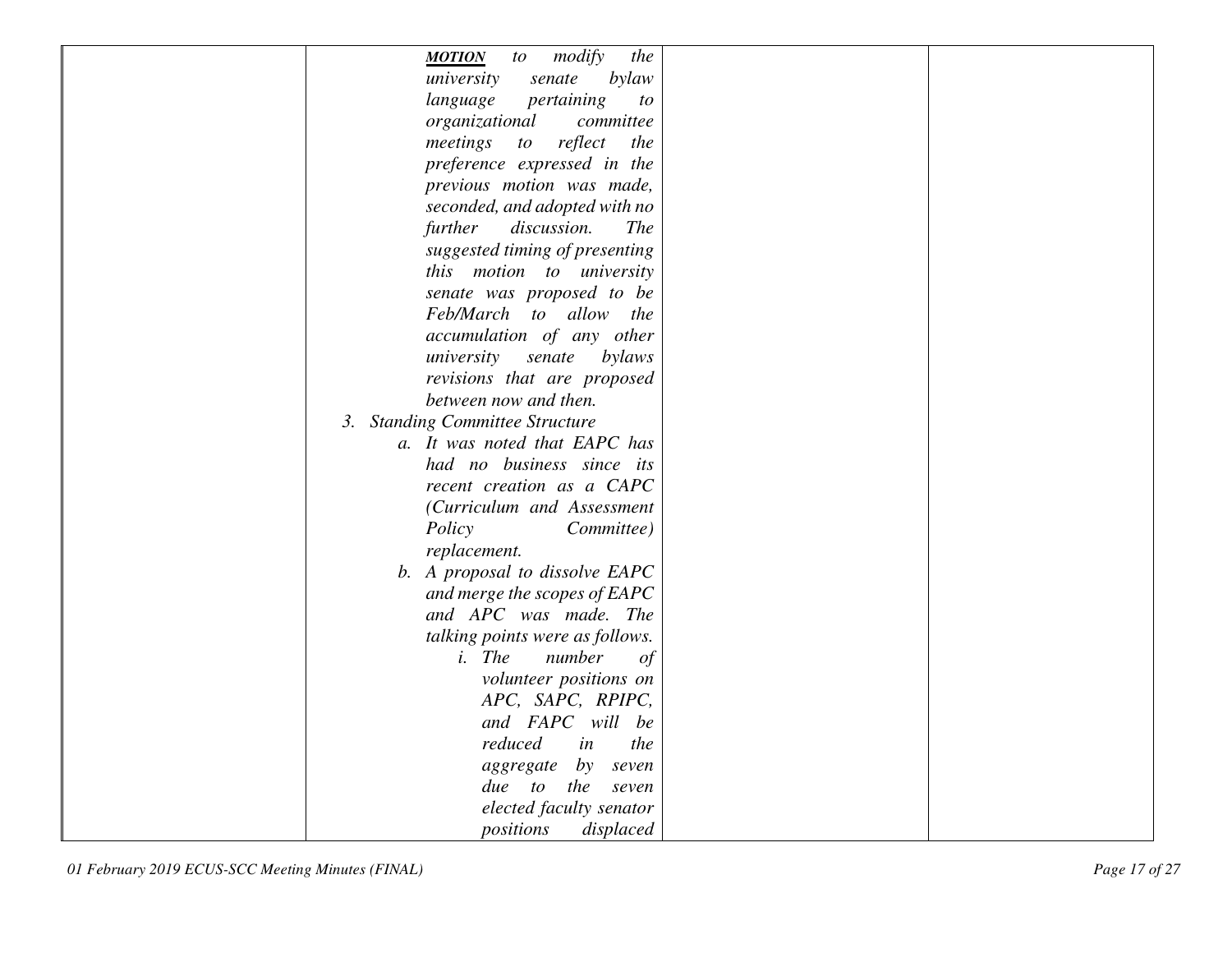| | | | |
|---|---|---|---|
| | ***MOTION*** *to modify the university senate bylaw language pertaining to organizational committee meetings to reflect the preference expressed in the previous motion was made, seconded, and adopted with no further discussion. The suggested timing of presenting this motion to university senate was proposed to be Feb/March to allow the accumulation of any other university senate bylaws revisions that are proposed between now and then.*<br>3. *Standing Committee Structure*<br>a. *It was noted that EAPC has had no business since its recent creation as a CAPC (Curriculum and Assessment Policy Committee) replacement.*<br>b. *A proposal to dissolve EAPC and merge the scopes of EAPC and APC was made. The talking points were as follows.*<br>i. *The number of volunteer positions on APC, SAPC, RPIPC, and FAPC will be reduced in the aggregate by seven due to the seven elected faculty senator positions displaced* | | |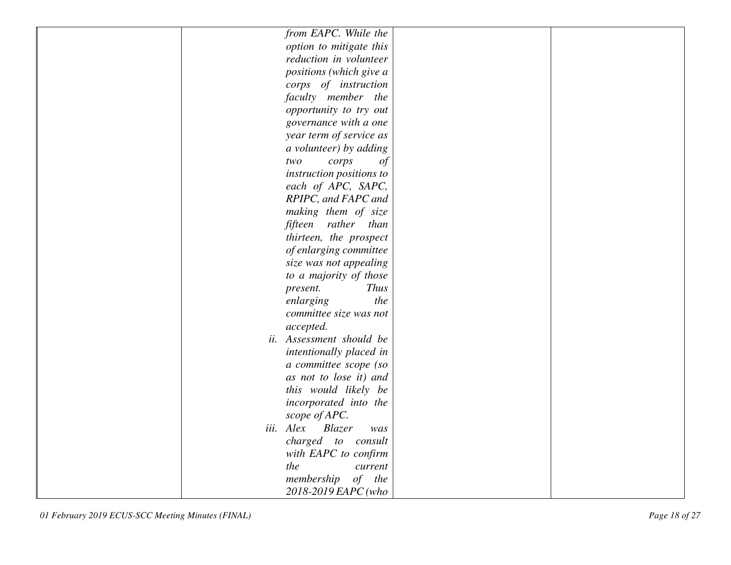| | | | |
|---|---|---|---|
| | *from EAPC. While the option to mitigate this reduction in volunteer positions (which give a corps of instruction faculty member the opportunity to try out governance with a one year term of service as a volunteer) by adding two corps of instruction positions to each of APC, SAPC, RPIPC, and FAPC and making them of size fifteen rather than thirteen, the prospect of enlarging committee size was not appealing to a majority of those present. Thus enlarging the committee size was not accepted.*<br>*ii. Assessment should be intentionally placed in a committee scope (so as not to lose it) and this would likely be incorporated into the scope of APC.*<br>*iii. Alex Blazer was charged to consult with EAPC to confirm the current membership of the 2018-2019 EAPC (who* | | |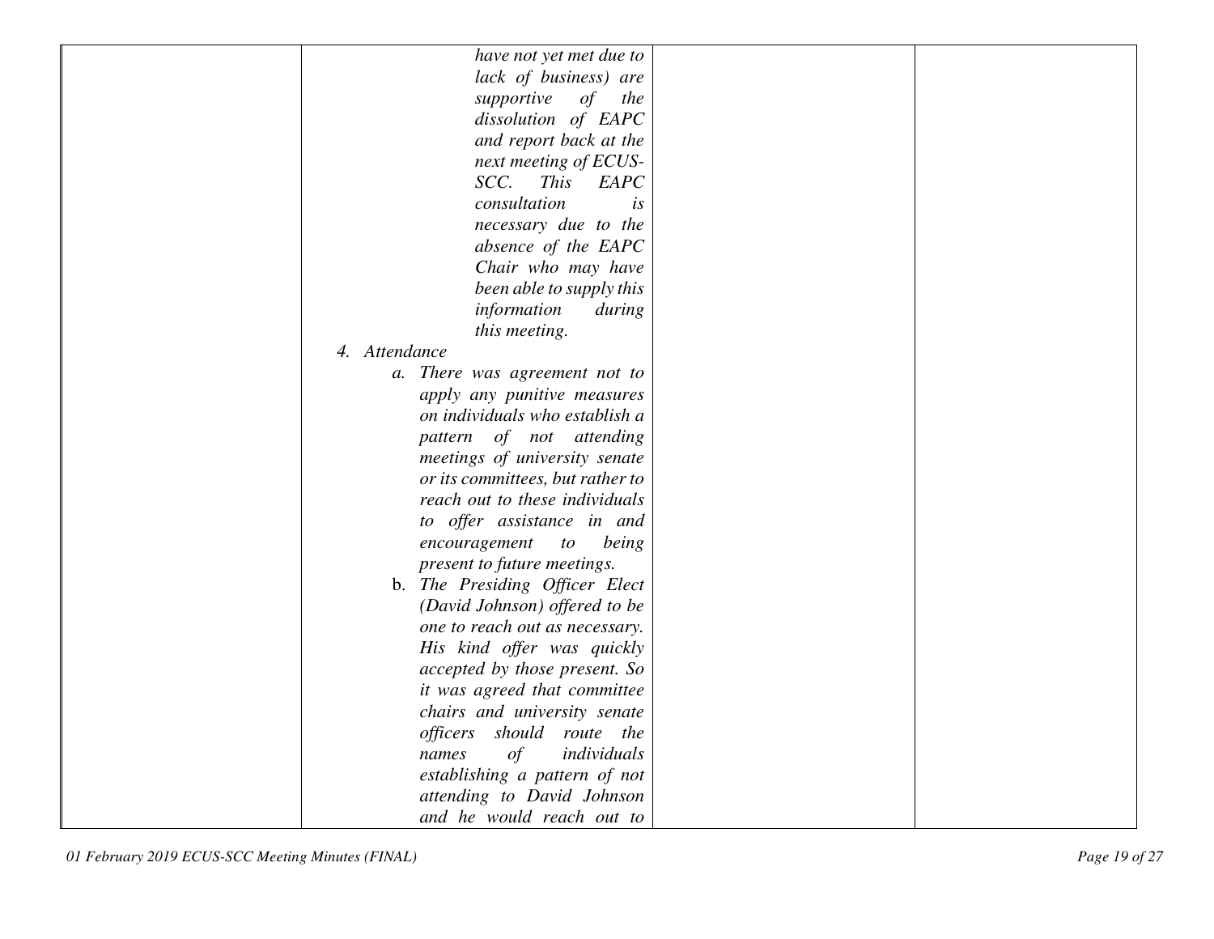| | | | |
|---|---|---|---|
| | *have not yet met due to lack of business) are supportive of the dissolution of EAPC and report back at the next meeting of ECUS-SCC. This EAPC consultation is necessary due to the absence of the EAPC Chair who may have been able to supply this information during this meeting.*<br>4. *Attendance*<br>a. *There was agreement not to apply any punitive measures on individuals who establish a pattern of not attending meetings of university senate or its committees, but rather to reach out to these individuals to offer assistance in and encouragement to being present to future meetings.*<br>b. *The Presiding Officer Elect (David Johnson) offered to be one to reach out as necessary. His kind offer was quickly accepted by those present. So it was agreed that committee chairs and university senate officers should route the names of individuals establishing a pattern of not attending to David Johnson and he would reach out to* | | |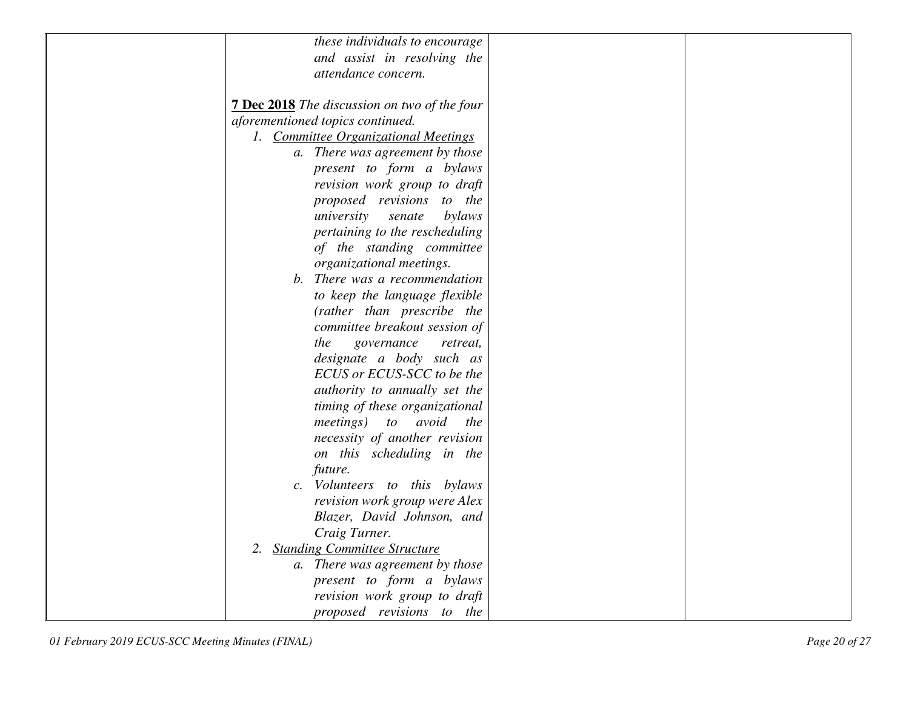| | | | |
|---|---|---|---|
| | *these individuals to encourage and assist in resolving the attendance concern.*<br><br>**7 Dec 2018** *The discussion on two of the four aforementioned topics continued.*<br>1. *Committee Organizational Meetings*<br>&nbsp;&nbsp;&nbsp;&nbsp;a. *There was agreement by those present to form a bylaws revision work group to draft proposed revisions to the university senate bylaws pertaining to the rescheduling of the standing committee organizational meetings.*<br>&nbsp;&nbsp;&nbsp;&nbsp;b. *There was a recommendation to keep the language flexible (rather than prescribe the committee breakout session of the governance retreat, designate a body such as ECUS or ECUS-SCC to be the authority to annually set the timing of these organizational meetings) to avoid the necessity of another revision on this scheduling in the future.*<br>&nbsp;&nbsp;&nbsp;&nbsp;c. *Volunteers to this bylaws revision work group were Alex Blazer, David Johnson, and Craig Turner.*<br>2. *Standing Committee Structure*<br>&nbsp;&nbsp;&nbsp;&nbsp;a. *There was agreement by those present to form a bylaws revision work group to draft proposed revisions to the* | | |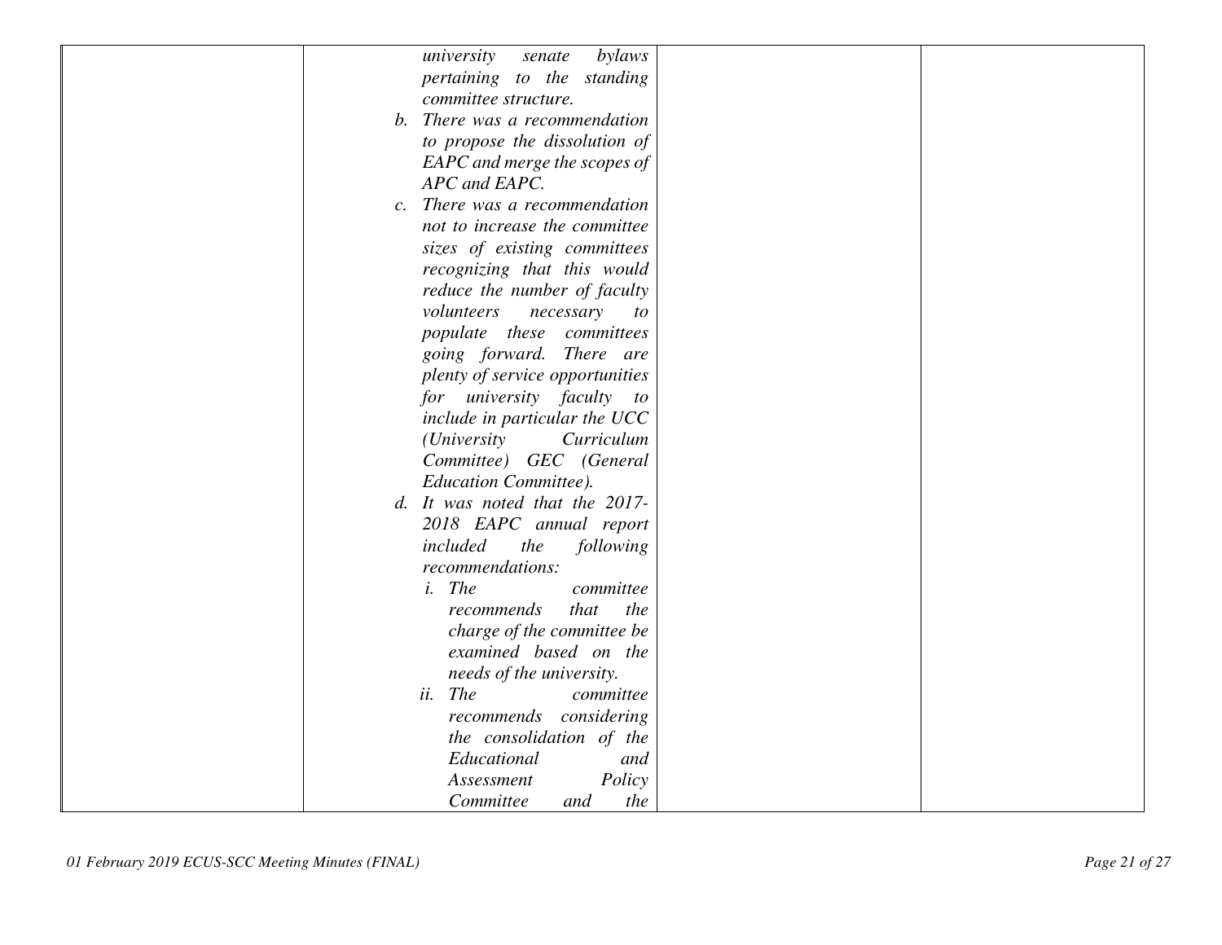| | | | |
|---|---|---|---|
| | *university senate bylaws pertaining to the standing committee structure.*<br>b. *There was a recommendation to propose the dissolution of EAPC and merge the scopes of APC and EAPC.*<br>c. *There was a recommendation not to increase the committee sizes of existing committees recognizing that this would reduce the number of faculty volunteers necessary to populate these committees going forward. There are plenty of service opportunities for university faculty to include in particular the UCC (University Curriculum Committee) GEC (General Education Committee).*<br>d. *It was noted that the 2017-2018 EAPC annual report included the following recommendations:*<br>i. *The committee recommends that the charge of the committee be examined based on the needs of the university.*<br>ii. *The committee recommends considering the consolidation of the Educational and Assessment Policy Committee and the* | | |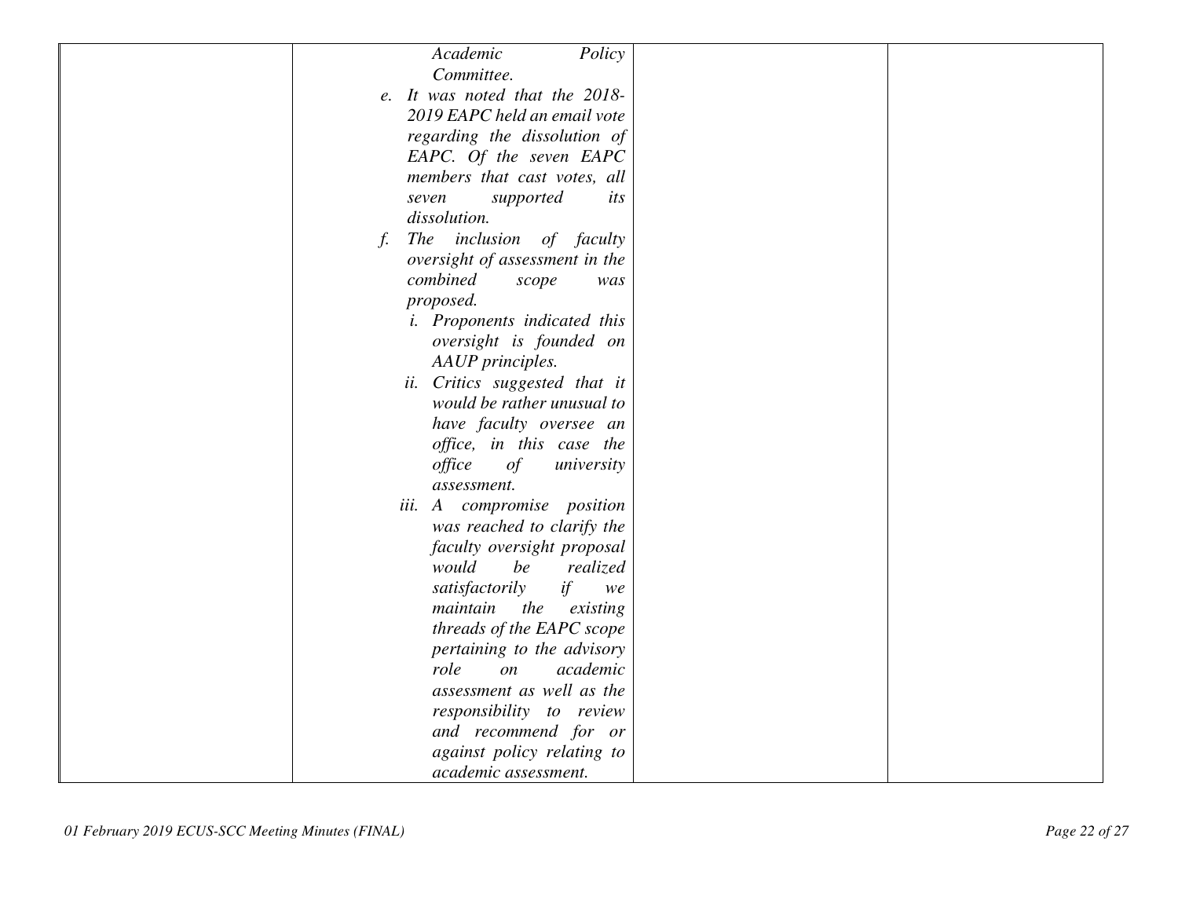| | | | |
|---|---|---|---|
| | *Academic Policy Committee.*<br>e. *It was noted that the 2018-2019 EAPC held an email vote regarding the dissolution of EAPC. Of the seven EAPC members that cast votes, all seven supported its dissolution.*<br>f. *The inclusion of faculty oversight of assessment in the combined scope was proposed.*<br>i. *Proponents indicated this oversight is founded on AAUP principles.*<br>ii. *Critics suggested that it would be rather unusual to have faculty oversee an office, in this case the office of university assessment.*<br>iii. *A compromise position was reached to clarify the faculty oversight proposal would be realized satisfactorily if we maintain the existing threads of the EAPC scope pertaining to the advisory role on academic assessment as well as the responsibility to review and recommend for or against policy relating to academic assessment.* | | |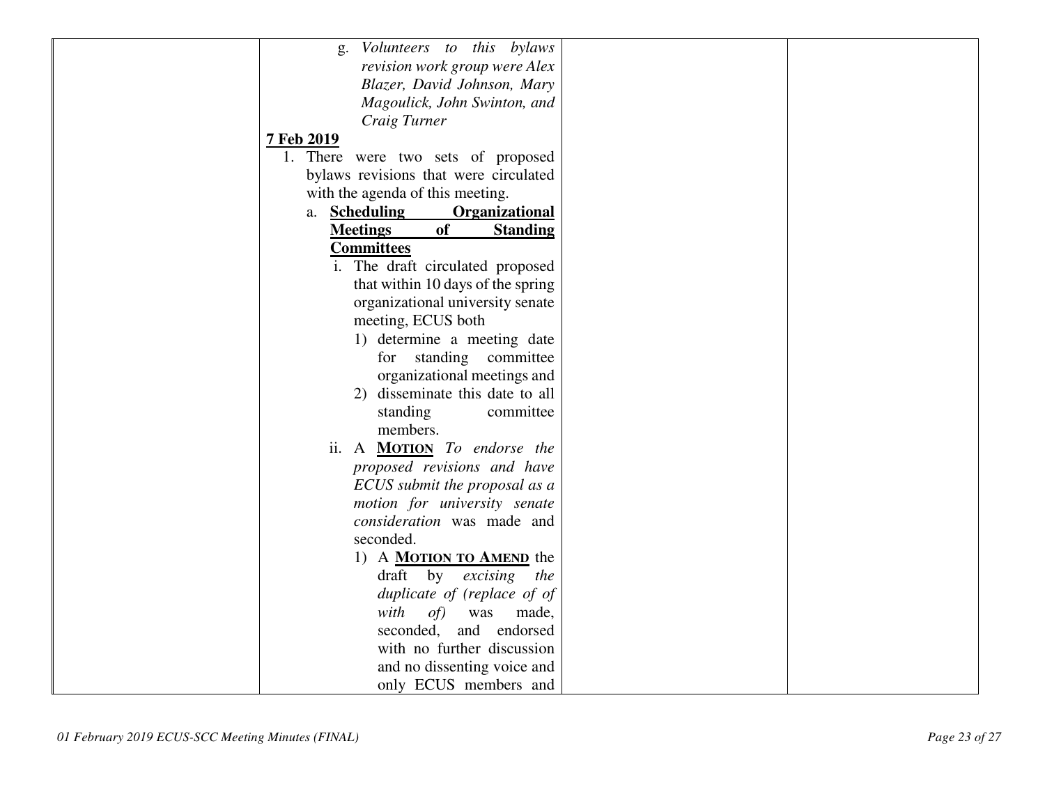| | | | |
|---|---|---|---|
| | g. *Volunteers to this bylaws revision work group were Alex Blazer, David Johnson, Mary Magoulick, John Swinton, and Craig Turner*<br><br>**<u>7 Feb 2019</u>**<br>1. There were two sets of proposed bylaws revisions that were circulated with the agenda of this meeting.<br>  a. **<u>Scheduling Organizational Meetings of Standing Committees</u>**<br>    i. The draft circulated proposed that within 10 days of the spring organizational university senate meeting, ECUS both<br>      1) determine a meeting date for standing committee organizational meetings and<br>      2) disseminate this date to all standing committee members.<br>    ii. A **<u>MOTION</u>** *To endorse the proposed revisions and have ECUS submit the proposal as a motion for university senate consideration* was made and seconded.<br>      1) A **<u>MOTION TO AMEND</u>** the draft by *excising the duplicate of (replace of of with of)* was made, seconded, and endorsed with no further discussion and no dissenting voice and only ECUS members and | | |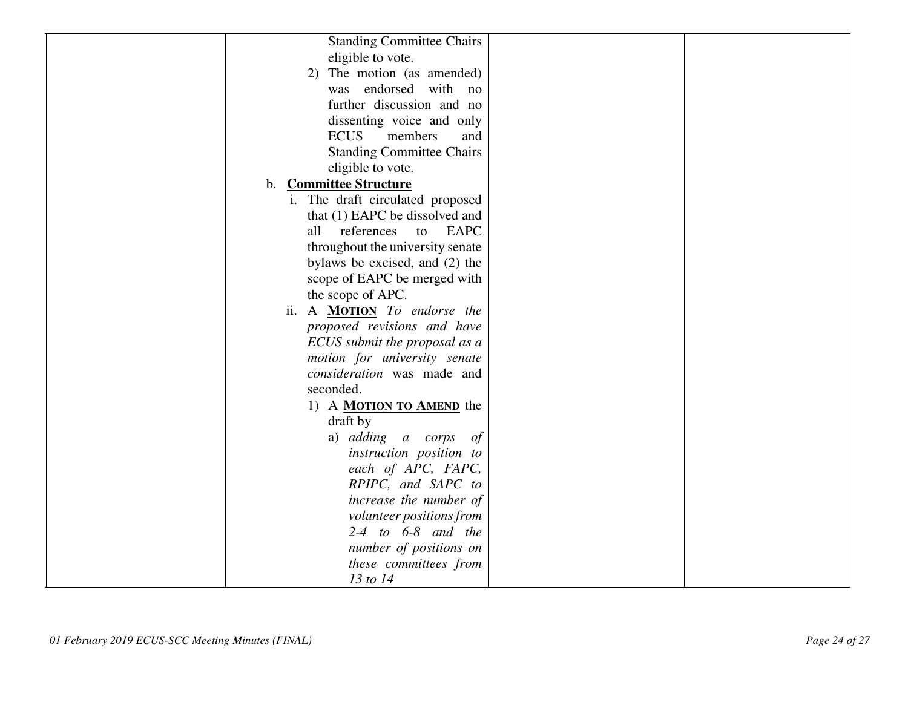| | | | |
|---|---|---|---|
| | Standing Committee Chairs eligible to vote.<br>2) The motion (as amended) was endorsed with no further discussion and no dissenting voice and only ECUS members and Standing Committee Chairs eligible to vote.<br>b. **Committee Structure**<br>i. The draft circulated proposed that (1) EAPC be dissolved and all references to EAPC throughout the university senate bylaws be excised, and (2) the scope of EAPC be merged with the scope of APC.<br>ii. A **MOTION** *To endorse the proposed revisions and have ECUS submit the proposal as a motion for university senate consideration* was made and seconded.<br>1) A **MOTION TO AMEND** the draft by<br>a) *adding a corps of instruction position to each of APC, FAPC, RPIPC, and SAPC to increase the number of volunteer positions from 2-4 to 6-8 and the number of positions on these committees from 13 to 14* | | |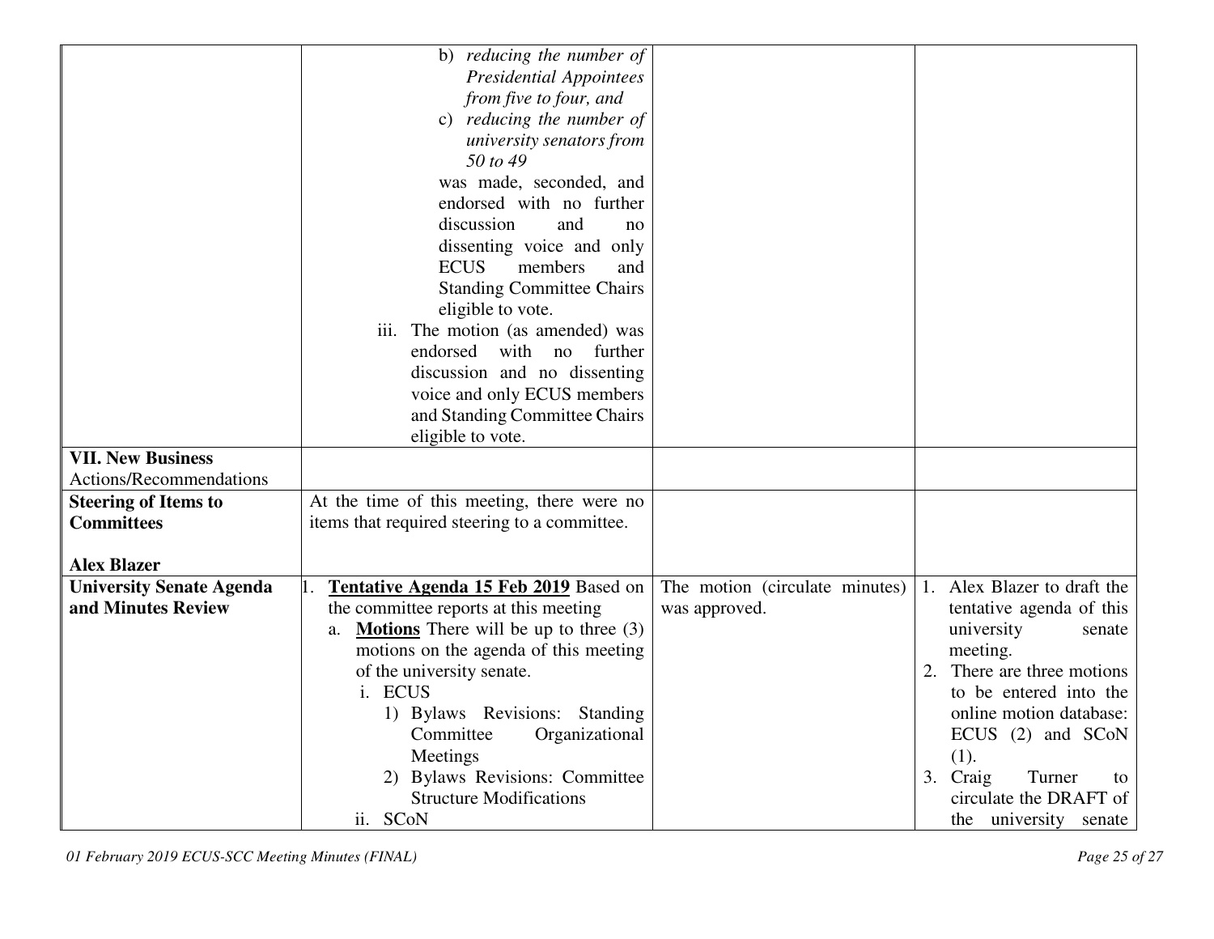| | | | |
|---|---|---|---|
| | b) *reducing the number of Presidential Appointees from five to four, and*<br>c) *reducing the number of university senators from 50 to 49*<br>was made, seconded, and endorsed with no further discussion and no dissenting voice and only ECUS members and Standing Committee Chairs eligible to vote.<br>iii. The motion (as amended) was endorsed with no further discussion and no dissenting voice and only ECUS members and Standing Committee Chairs eligible to vote. | | |
| **VII. New Business** Actions/Recommendations | | | |
| **Steering of Items to Committees**<br><br>**Alex Blazer** | At the time of this meeting, there were no items that required steering to a committee. | | |
| **University Senate Agenda and Minutes Review** | 1. **Tentative Agenda 15 Feb 2019** Based on the committee reports at this meeting<br>a. **Motions** There will be up to three (3) motions on the agenda of this meeting of the university senate.<br>i. ECUS<br>1) Bylaws Revisions: Standing Committee Organizational Meetings<br>2) Bylaws Revisions: Committee Structure Modifications<br>ii. SCoN | The motion (circulate minutes) was approved. | 1. Alex Blazer to draft the tentative agenda of this university senate meeting.<br>2. There are three motions to be entered into the online motion database: ECUS (2) and SCoN (1).<br>3. Craig Turner to circulate the DRAFT of the university senate |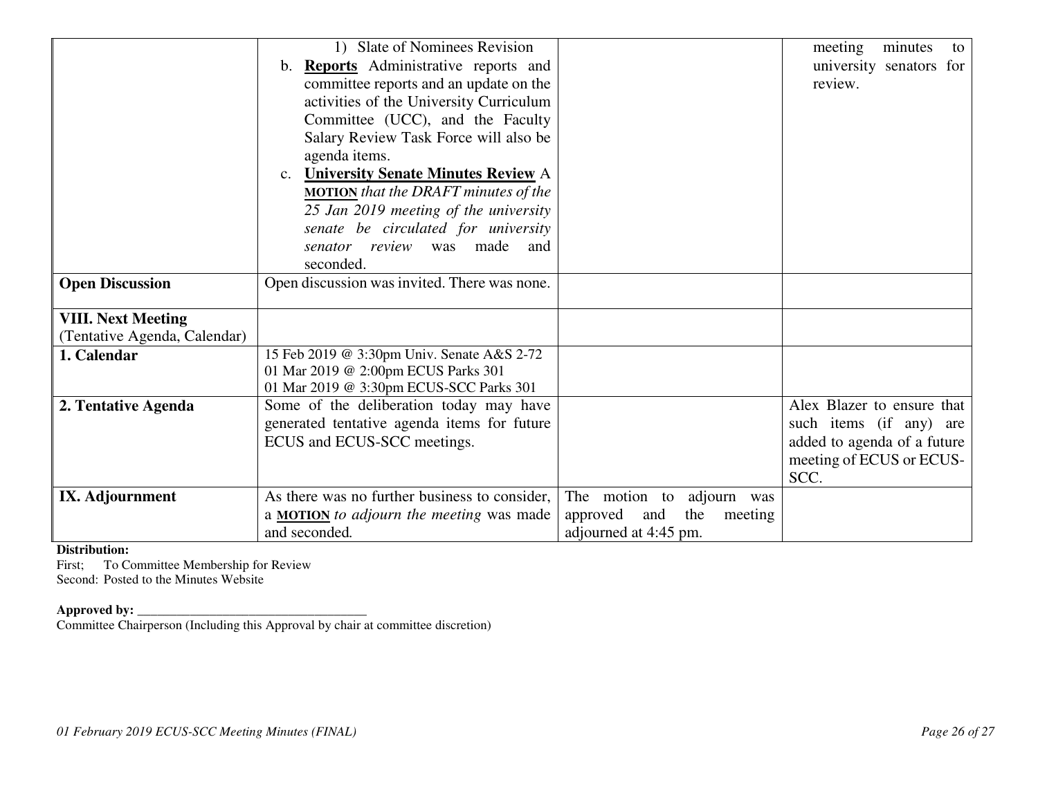| | | | |
|---|---|---|---|
| | 1) Slate of Nominees Revision<br>b. **<u>Reports</u>** Administrative reports and committee reports and an update on the activities of the University Curriculum Committee (UCC), and the Faculty Salary Review Task Force will also be agenda items.<br>c. **<u>University Senate Minutes Review</u>** A **<u>MOTION</u>** *that the DRAFT minutes of the 25 Jan 2019 meeting of the university senate be circulated for university senator review* was made and seconded. | | meeting minutes to university senators for review. |
| **Open Discussion** | Open discussion was invited. There was none. | | |
| **VIII. Next Meeting** (Tentative Agenda, Calendar) | | | |
| **1. Calendar** | 15 Feb 2019 @ 3:30pm Univ. Senate A&S 2-72<br>01 Mar 2019 @ 2:00pm ECUS Parks 301<br>01 Mar 2019 @ 3:30pm ECUS-SCC Parks 301 | | |
| **2. Tentative Agenda** | Some of the deliberation today may have generated tentative agenda items for future ECUS and ECUS-SCC meetings. | | Alex Blazer to ensure that such items (if any) are added to agenda of a future meeting of ECUS or ECUS-SCC. |
| **IX. Adjournment** | As there was no further business to consider, a **<u>MOTION</u>** *to adjourn the meeting* was made and seconded. | The motion to adjourn was approved and the meeting adjourned at 4:45 pm. | |

**Distribution:**
First; To Committee Membership for Review
Second: Posted to the Minutes Website

**Approved by:** ___________________________________
Committee Chairperson (Including this Approval by chair at committee discretion)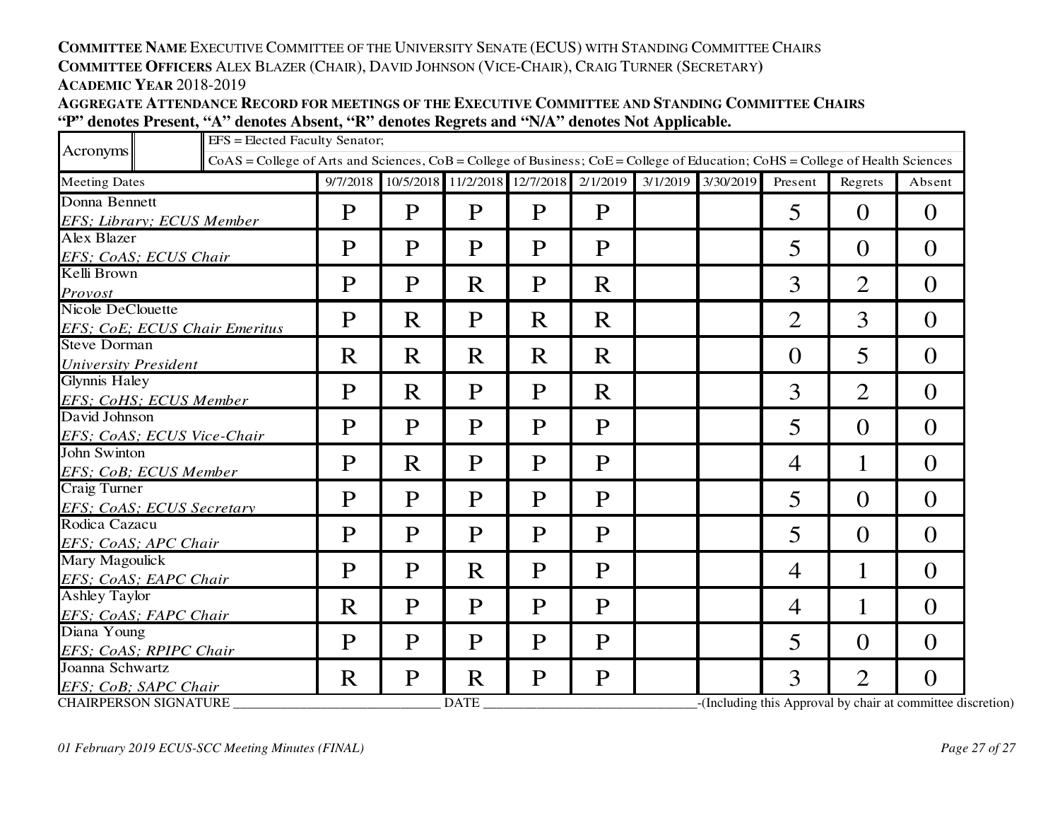**COMMITTEE NAME** EXECUTIVE COMMITTEE OF THE UNIVERSITY SENATE (ECUS) WITH STANDING COMMITTEE CHAIRS
**COMMITTEE OFFICERS** ALEX BLAZER (CHAIR), DAVID JOHNSON (VICE-CHAIR), CRAIG TURNER (SECRETARY)
**ACADEMIC YEAR** 2018-2019
**AGGREGATE ATTENDANCE RECORD FOR MEETINGS OF THE EXECUTIVE COMMITTEE AND STANDING COMMITTEE CHAIRS**
**"P" denotes Present, "A" denotes Absent, "R" denotes Regrets and "N/A" denotes Not Applicable.**

| Acronyms | EFS = Elected Faculty Senator; CoAS = College of Arts and Sciences, CoB = College of Business; CoE = College of Education; CoHS = College of Health Sciences | | | | | | | | | |
|---|---|---|---|---|---|---|---|---|---|---|
| Meeting Dates | 9/7/2018 | 10/5/2018 | 11/2/2018 | 12/7/2018 | 2/1/2019 | 3/1/2019 | 3/30/2019 | Present | Regrets | Absent |
| Donna Bennett *EFS; Library; ECUS Member* | P | P | P | P | P | | | 5 | 0 | 0 |
| Alex Blazer *EFS; CoAS; ECUS Chair* | P | P | P | P | P | | | 5 | 0 | 0 |
| Kelli Brown *Provost* | P | P | R | P | R | | | 3 | 2 | 0 |
| Nicole DeClouette *EFS; CoE; ECUS Chair Emeritus* | P | R | P | R | R | | | 2 | 3 | 0 |
| Steve Dorman *University President* | R | R | R | R | R | | | 0 | 5 | 0 |
| Glynnis Haley *EFS; CoHS; ECUS Member* | P | R | P | P | R | | | 3 | 2 | 0 |
| David Johnson *EFS; CoAS; ECUS Vice-Chair* | P | P | P | P | P | | | 5 | 0 | 0 |
| John Swinton *EFS; CoB; ECUS Member* | P | R | P | P | P | | | 4 | 1 | 0 |
| Craig Turner *EFS; CoAS; ECUS Secretary* | P | P | P | P | P | | | 5 | 0 | 0 |
| Rodica Cazacu *EFS; CoAS; APC Chair* | P | P | P | P | P | | | 5 | 0 | 0 |
| Mary Magoulick *EFS; CoAS; EAPC Chair* | P | P | R | P | P | | | 4 | 1 | 0 |
| Ashley Taylor *EFS; CoAS; FAPC Chair* | R | P | P | P | P | | | 4 | 1 | 0 |
| Diana Young *EFS; CoAS; RPIPC Chair* | P | P | P | P | P | | | 5 | 0 | 0 |
| Joanna Schwartz *EFS; CoB; SAPC Chair* | R | P | R | P | P | | | 3 | 2 | 0 |

CHAIRPERSON SIGNATURE ______________________________ DATE ________________________________-(Including this Approval by chair at committee discretion)